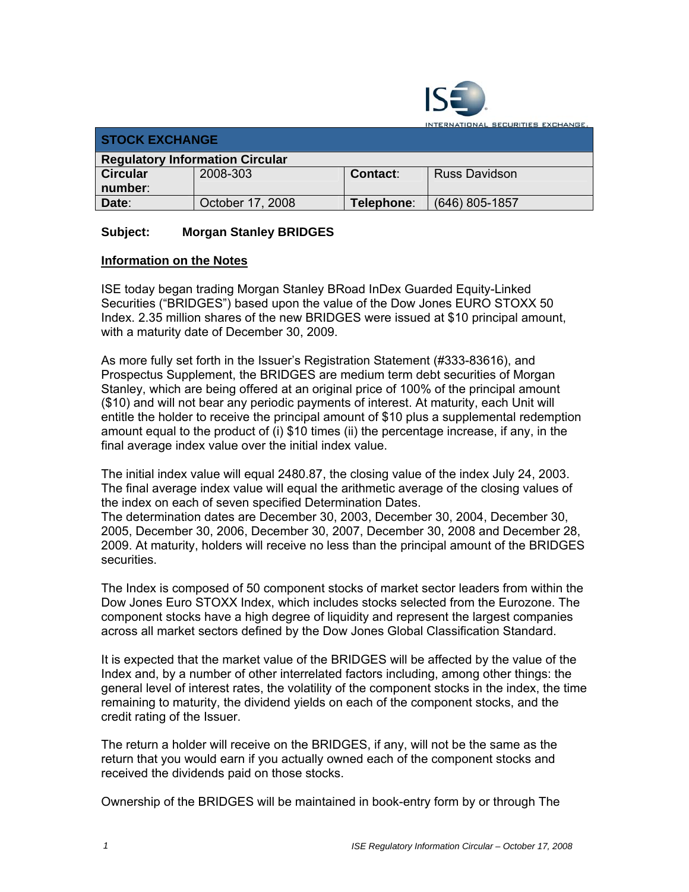INTERNATIONAL SECURITIES EXCHANGE

| STOCK EXCHANGE | | | |
|---|---|---|---|
| **Regulatory Information Circular** | | | |
| **Circular number:** | 2008-303 | **Contact:** | Russ Davidson |
| **Date:** | October 17, 2008 | **Telephone:** | (646) 805-1857 |

**Subject: Morgan Stanley BRIDGES**

**Information on the Notes**

ISE today began trading Morgan Stanley BRoad InDex Guarded Equity-Linked Securities ("BRIDGES") based upon the value of the Dow Jones EURO STOXX 50 Index. 2.35 million shares of the new BRIDGES were issued at $10 principal amount, with a maturity date of December 30, 2009.

As more fully set forth in the Issuer's Registration Statement (#333-83616), and Prospectus Supplement, the BRIDGES are medium term debt securities of Morgan Stanley, which are being offered at an original price of 100% of the principal amount ($10) and will not bear any periodic payments of interest. At maturity, each Unit will entitle the holder to receive the principal amount of $10 plus a supplemental redemption amount equal to the product of (i) $10 times (ii) the percentage increase, if any, in the final average index value over the initial index value.

The initial index value will equal 2480.87, the closing value of the index July 24, 2003. The final average index value will equal the arithmetic average of the closing values of the index on each of seven specified Determination Dates.
The determination dates are December 30, 2003, December 30, 2004, December 30, 2005, December 30, 2006, December 30, 2007, December 30, 2008 and December 28, 2009. At maturity, holders will receive no less than the principal amount of the BRIDGES securities.

The Index is composed of 50 component stocks of market sector leaders from within the Dow Jones Euro STOXX Index, which includes stocks selected from the Eurozone. The component stocks have a high degree of liquidity and represent the largest companies across all market sectors defined by the Dow Jones Global Classification Standard.

It is expected that the market value of the BRIDGES will be affected by the value of the Index and, by a number of other interrelated factors including, among other things: the general level of interest rates, the volatility of the component stocks in the index, the time remaining to maturity, the dividend yields on each of the component stocks, and the credit rating of the Issuer.

The return a holder will receive on the BRIDGES, if any, will not be the same as the return that you would earn if you actually owned each of the component stocks and received the dividends paid on those stocks.

Ownership of the BRIDGES will be maintained in book-entry form by or through The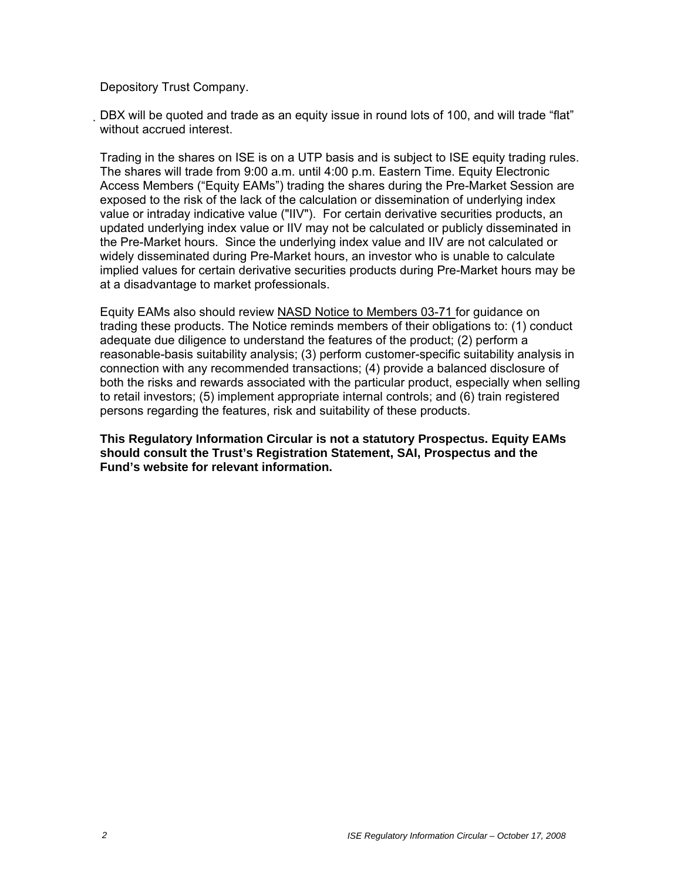Depository Trust Company.

DBX will be quoted and trade as an equity issue in round lots of 100, and will trade "flat" without accrued interest.

Trading in the shares on ISE is on a UTP basis and is subject to ISE equity trading rules. The shares will trade from 9:00 a.m. until 4:00 p.m. Eastern Time. Equity Electronic Access Members ("Equity EAMs") trading the shares during the Pre-Market Session are exposed to the risk of the lack of the calculation or dissemination of underlying index value or intraday indicative value ("IIV"). For certain derivative securities products, an updated underlying index value or IIV may not be calculated or publicly disseminated in the Pre-Market hours. Since the underlying index value and IIV are not calculated or widely disseminated during Pre-Market hours, an investor who is unable to calculate implied values for certain derivative securities products during Pre-Market hours may be at a disadvantage to market professionals.

Equity EAMs also should review NASD Notice to Members 03-71 for guidance on trading these products. The Notice reminds members of their obligations to: (1) conduct adequate due diligence to understand the features of the product; (2) perform a reasonable-basis suitability analysis; (3) perform customer-specific suitability analysis in connection with any recommended transactions; (4) provide a balanced disclosure of both the risks and rewards associated with the particular product, especially when selling to retail investors; (5) implement appropriate internal controls; and (6) train registered persons regarding the features, risk and suitability of these products.

**This Regulatory Information Circular is not a statutory Prospectus. Equity EAMs should consult the Trust's Registration Statement, SAI, Prospectus and the Fund's website for relevant information.**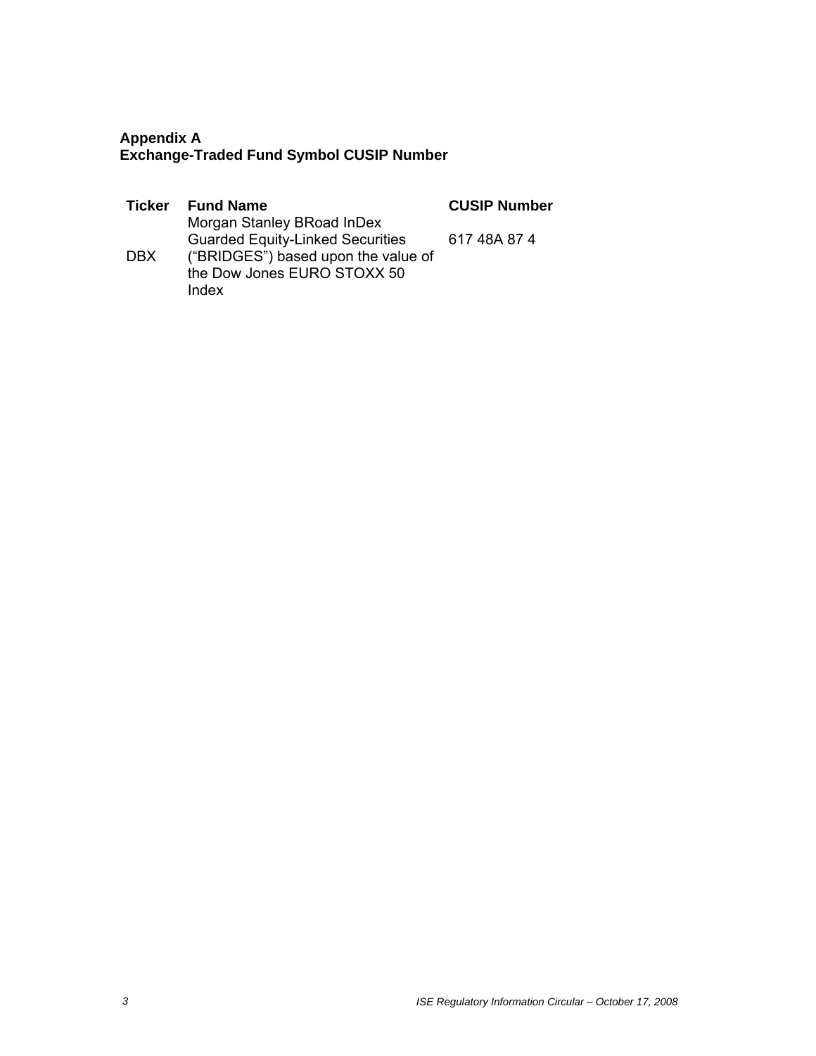**Appendix A**
**Exchange-Traded Fund Symbol CUSIP Number**

| Ticker | Fund Name | CUSIP Number |
|---|---|---|
| DBX | Morgan Stanley BRoad InDex Guarded Equity-Linked Securities ("BRIDGES") based upon the value of the Dow Jones EURO STOXX 50 Index | 617 48A 87 4 |